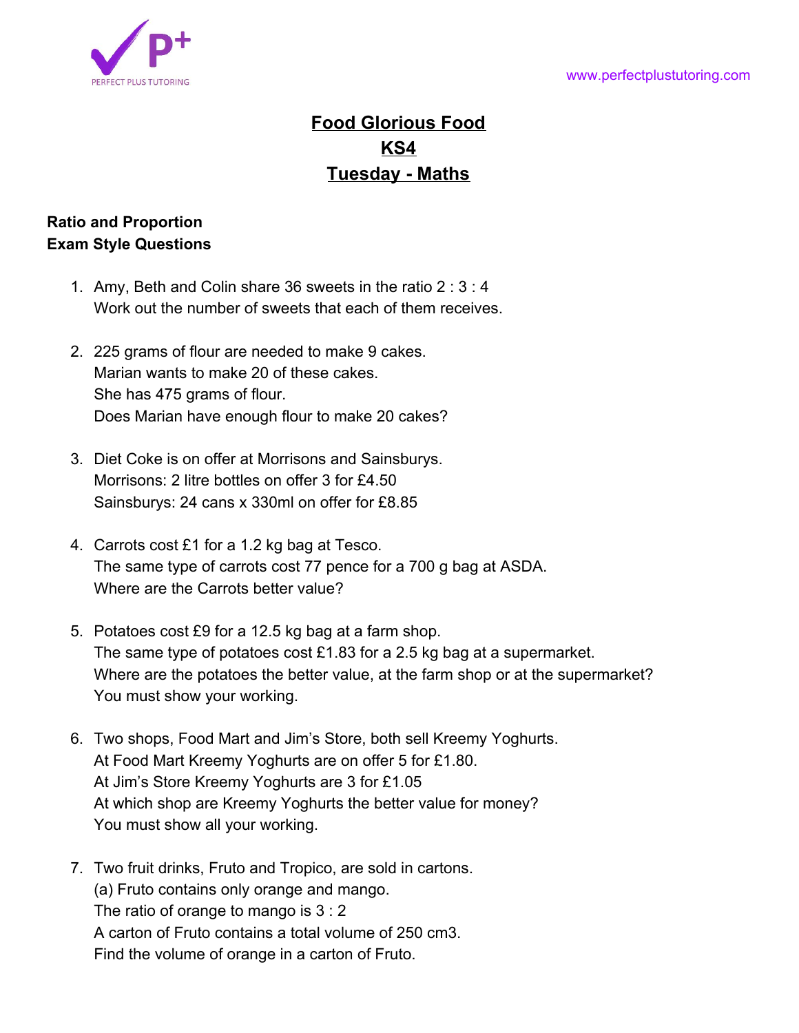# Food Glorious Food
## KS4
## Tuesday - Maths

**Ratio and Proportion**
**Exam Style Questions**

1. Amy, Beth and Colin share 36 sweets in the ratio 2 : 3 : 4
   Work out the number of sweets that each of them receives.

2. 225 grams of flour are needed to make 9 cakes.
   Marian wants to make 20 of these cakes.
   She has 475 grams of flour.
   Does Marian have enough flour to make 20 cakes?

3. Diet Coke is on offer at Morrisons and Sainsburys.
   Morrisons: 2 litre bottles on offer 3 for £4.50
   Sainsburys: 24 cans x 330ml on offer for £8.85

4. Carrots cost £1 for a 1.2 kg bag at Tesco.
   The same type of carrots cost 77 pence for a 700 g bag at ASDA.
   Where are the Carrots better value?

5. Potatoes cost £9 for a 12.5 kg bag at a farm shop.
   The same type of potatoes cost £1.83 for a 2.5 kg bag at a supermarket.
   Where are the potatoes the better value, at the farm shop or at the supermarket?
   You must show your working.

6. Two shops, Food Mart and Jim's Store, both sell Kreemy Yoghurts.
   At Food Mart Kreemy Yoghurts are on offer 5 for £1.80.
   At Jim's Store Kreemy Yoghurts are 3 for £1.05
   At which shop are Kreemy Yoghurts the better value for money?
   You must show all your working.

7. Two fruit drinks, Fruto and Tropico, are sold in cartons.
   (a) Fruto contains only orange and mango.
   The ratio of orange to mango is 3 : 2
   A carton of Fruto contains a total volume of 250 cm3.
   Find the volume of orange in a carton of Fruto.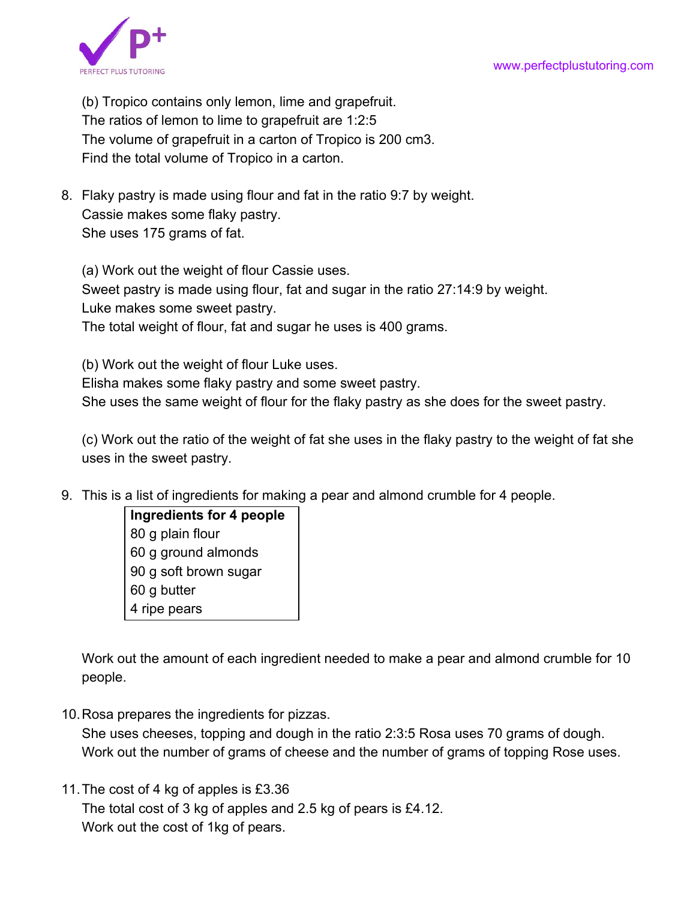(b) Tropico contains only lemon, lime and grapefruit.
The ratios of lemon to lime to grapefruit are 1:2:5
The volume of grapefruit in a carton of Tropico is 200 cm3.
Find the total volume of Tropico in a carton.

8. Flaky pastry is made using flour and fat in the ratio 9:7 by weight.
   Cassie makes some flaky pastry.
   She uses 175 grams of fat.

   (a) Work out the weight of flour Cassie uses.
   Sweet pastry is made using flour, fat and sugar in the ratio 27:14:9 by weight.
   Luke makes some sweet pastry.
   The total weight of flour, fat and sugar he uses is 400 grams.

   (b) Work out the weight of flour Luke uses.
   Elisha makes some flaky pastry and some sweet pastry.
   She uses the same weight of flour for the flaky pastry as she does for the sweet pastry.

   (c) Work out the ratio of the weight of fat she uses in the flaky pastry to the weight of fat she uses in the sweet pastry.

9. This is a list of ingredients for making a pear and almond crumble for 4 people.

   | Ingredients for 4 people |
   | --- |
   | 80 g plain flour |
   | 60 g ground almonds |
   | 90 g soft brown sugar |
   | 60 g butter |
   | 4 ripe pears |

   Work out the amount of each ingredient needed to make a pear and almond crumble for 10 people.

10. Rosa prepares the ingredients for pizzas.
    She uses cheeses, topping and dough in the ratio 2:3:5 Rosa uses 70 grams of dough.
    Work out the number of grams of cheese and the number of grams of topping Rose uses.

11. The cost of 4 kg of apples is £3.36
    The total cost of 3 kg of apples and 2.5 kg of pears is £4.12.
    Work out the cost of 1kg of pears.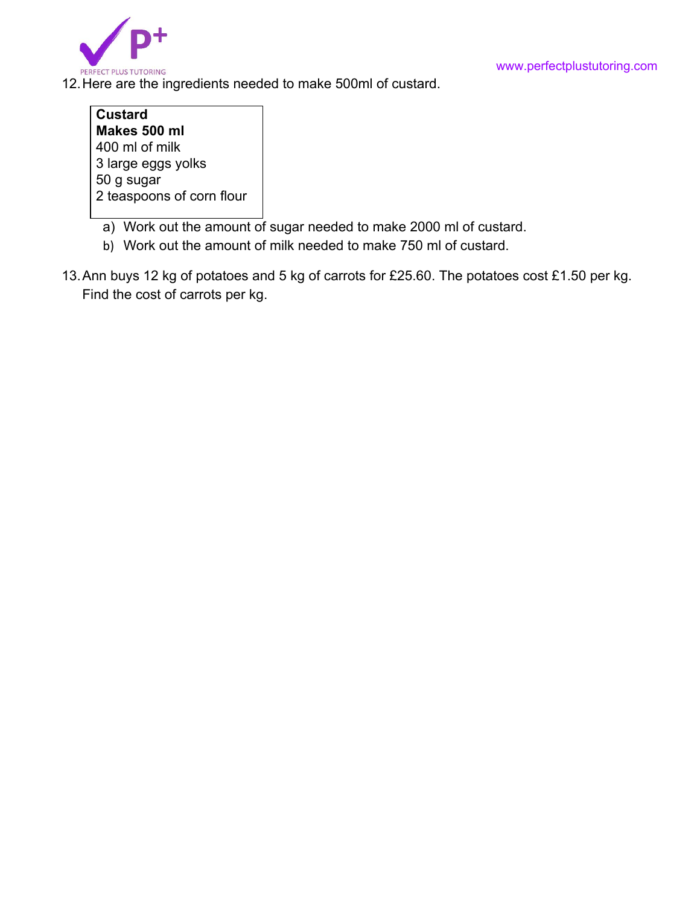12. Here are the ingredients needed to make 500ml of custard.

**Custard**
**Makes 500 ml**
400 ml of milk
3 large eggs yolks
50 g sugar
2 teaspoons of corn flour

   a) Work out the amount of sugar needed to make 2000 ml of custard.
   b) Work out the amount of milk needed to make 750 ml of custard.

13. Ann buys 12 kg of potatoes and 5 kg of carrots for £25.60. The potatoes cost £1.50 per kg. Find the cost of carrots per kg.